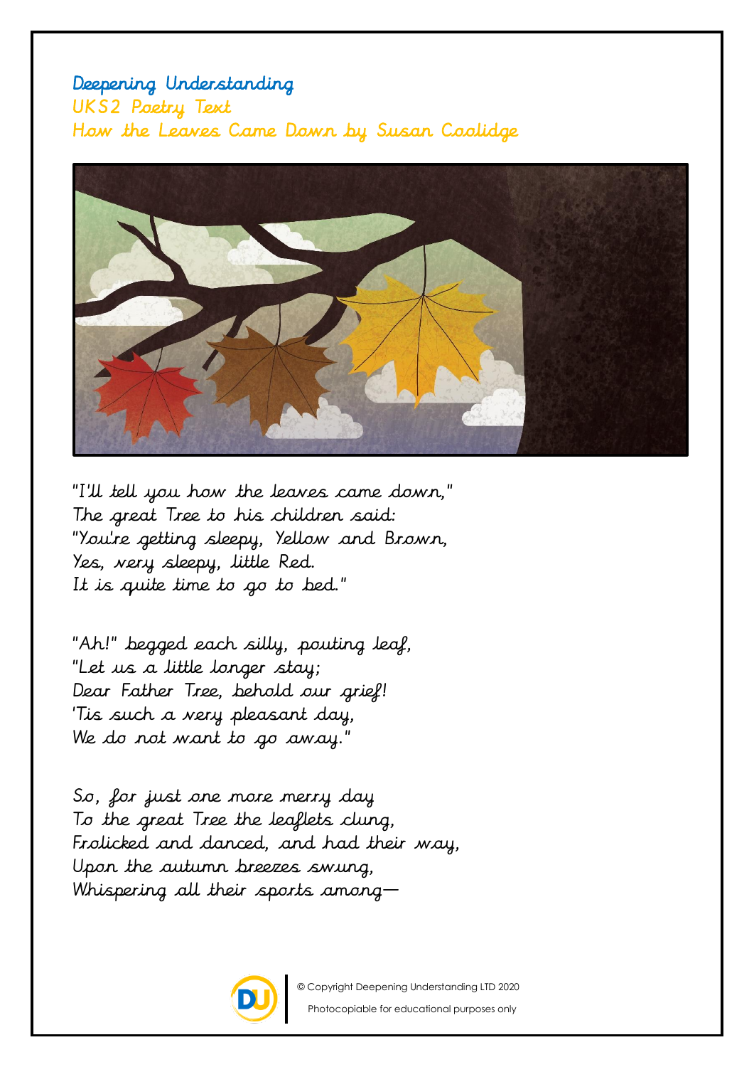# Deepening Understanding

## UKS2 Poetry Text

## How the Leaves Came Down by Susan Coolidge

"I'll tell you how the leaves came down,"
The great Tree to his children said:
"You're getting sleepy, Yellow and Brown,
Yes, very sleepy, little Red.
It is quite time to go to bed."

"Ah!" begged each silly, pouting leaf,
"Let us a little longer stay;
Dear Father Tree, behold our grief!
'Tis such a very pleasant day,
We do not want to go away."

So, for just one more merry day
To the great Tree the leaflets clung,
Frolicked and danced, and had their way,
Upon the autumn breezes swung,
Whispering all their sports among—

© Copyright Deepening Understanding LTD 2020

Photocopiable for educational purposes only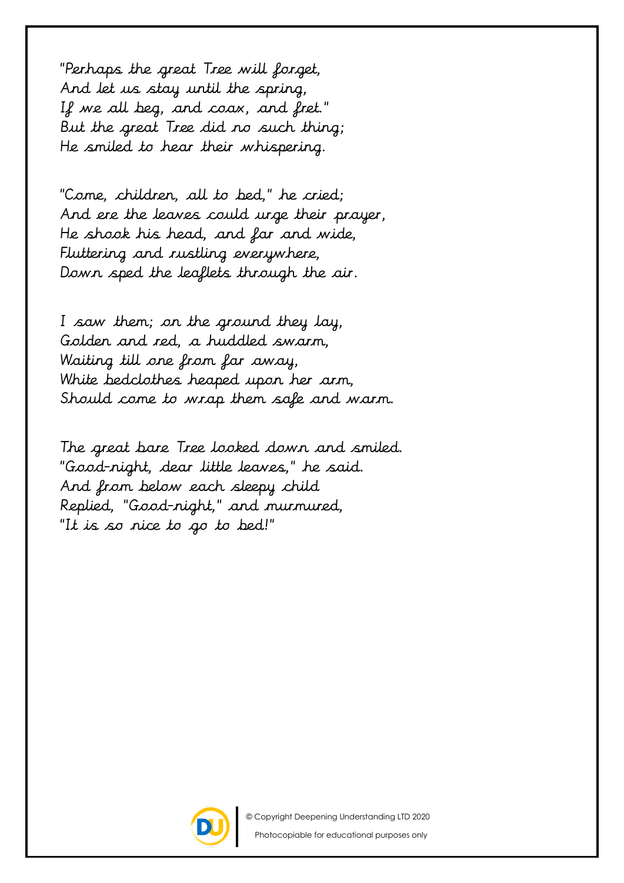"Perhaps the great Tree will forget,
And let us stay until the spring,
If we all beg, and coax, and fret."
But the great Tree did no such thing;
He smiled to hear their whispering.

"Come, children, all to bed," he cried;
And ere the leaves could urge their prayer,
He shook his head, and far and wide,
Fluttering and rustling everywhere,
Down sped the leaflets through the air.

I saw them; on the ground they lay,
Golden and red, a huddled swarm,
Waiting till one from far away,
White bedclothes heaped upon her arm,
Should come to wrap them safe and warm.

The great bare Tree looked down and smiled.
"Good-night, dear little leaves," he said.
And from below each sleepy child
Replied, "Good-night," and murmured,
"It is so nice to go to bed!"

© Copyright Deepening Understanding LTD 2020

Photocopiable for educational purposes only